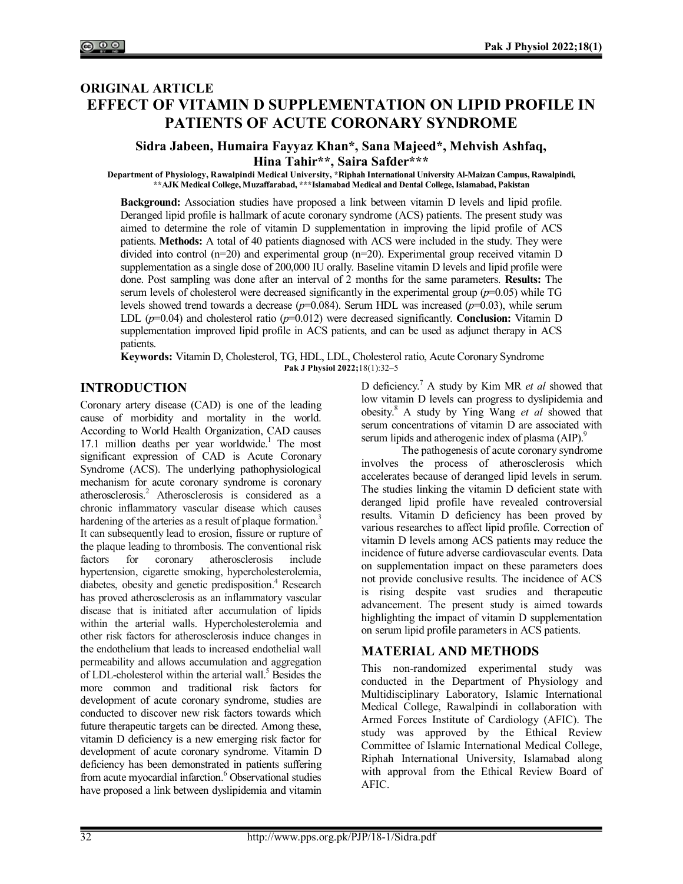ORIGINAL ARTICLE

# EFFECT OF VITAMIN D SUPPLEMENTATION ON LIPID PROFILE IN PATIENTS OF ACUTE CORONARY SYNDROME

**Sidra Jabeen, Humaira Fayyaz Khan\*, Sana Majeed\*, Mehvish Ashfaq, Hina Tahir\*\*, Saira Safder\*\*\***

Department of Physiology, Rawalpindi Medical University, \*Riphah International University Al-Maizan Campus, Rawalpindi, \*\*AJK Medical College, Muzaffarabad, \*\*\*Islamabad Medical and Dental College, Islamabad, Pakistan

**Background:** Association studies have proposed a link between vitamin D levels and lipid profile. Deranged lipid profile is hallmark of acute coronary syndrome (ACS) patients. The present study was aimed to determine the role of vitamin D supplementation in improving the lipid profile of ACS patients. **Methods:** A total of 40 patients diagnosed with ACS were included in the study. They were divided into control (n=20) and experimental group (n=20). Experimental group received vitamin D supplementation as a single dose of 200,000 IU orally. Baseline vitamin D levels and lipid profile were done. Post sampling was done after an interval of 2 months for the same parameters. **Results:** The serum levels of cholesterol were decreased significantly in the experimental group ($p$=0.05) while TG levels showed trend towards a decrease ($p$=0.084). Serum HDL was increased ($p$=0.03), while serum LDL ($p$=0.04) and cholesterol ratio ($p$=0.012) were decreased significantly. **Conclusion:** Vitamin D supplementation improved lipid profile in ACS patients, and can be used as adjunct therapy in ACS patients.

**Keywords:** Vitamin D, Cholesterol, TG, HDL, LDL, Cholesterol ratio, Acute Coronary Syndrome

Pak J Physiol 2022;18(1):32–5

## INTRODUCTION

Coronary artery disease (CAD) is one of the leading cause of morbidity and mortality in the world. According to World Health Organization, CAD causes 17.1 million deaths per year worldwide.[1] The most significant expression of CAD is Acute Coronary Syndrome (ACS). The underlying pathophysiological mechanism for acute coronary syndrome is coronary atherosclerosis.[2] Atherosclerosis is considered as a chronic inflammatory vascular disease which causes hardening of the arteries as a result of plaque formation.[3] It can subsequently lead to erosion, fissure or rupture of the plaque leading to thrombosis. The conventional risk factors for coronary atherosclerosis include hypertension, cigarette smoking, hypercholesterolemia, diabetes, obesity and genetic predisposition.[4] Research has proved atherosclerosis as an inflammatory vascular disease that is initiated after accumulation of lipids within the arterial walls. Hypercholesterolemia and other risk factors for atherosclerosis induce changes in the endothelium that leads to increased endothelial wall permeability and allows accumulation and aggregation of LDL-cholesterol within the arterial wall.[5] Besides the more common and traditional risk factors for development of acute coronary syndrome, studies are conducted to discover new risk factors towards which future therapeutic targets can be directed. Among these, vitamin D deficiency is a new emerging risk factor for development of acute coronary syndrome. Vitamin D deficiency has been demonstrated in patients suffering from acute myocardial infarction.[6] Observational studies have proposed a link between dyslipidemia and vitamin D deficiency.[7] A study by Kim MR *et al* showed that low vitamin D levels can progress to dyslipidemia and obesity.[8] A study by Ying Wang *et al* showed that serum concentrations of vitamin D are associated with serum lipids and atherogenic index of plasma (AIP).[9]

The pathogenesis of acute coronary syndrome involves the process of atherosclerosis which accelerates because of deranged lipid levels in serum. The studies linking the vitamin D deficient state with deranged lipid profile have revealed controversial results. Vitamin D deficiency has been proved by various researches to affect lipid profile. Correction of vitamin D levels among ACS patients may reduce the incidence of future adverse cardiovascular events. Data on supplementation impact on these parameters does not provide conclusive results. The incidence of ACS is rising despite vast srudies and therapeutic advancement. The present study is aimed towards highlighting the impact of vitamin D supplementation on serum lipid profile parameters in ACS patients.

## MATERIAL AND METHODS

This non-randomized experimental study was conducted in the Department of Physiology and Multidisciplinary Laboratory, Islamic International Medical College, Rawalpindi in collaboration with Armed Forces Institute of Cardiology (AFIC). The study was approved by the Ethical Review Committee of Islamic International Medical College, Riphah International University, Islamabad along with approval from the Ethical Review Board of AFIC.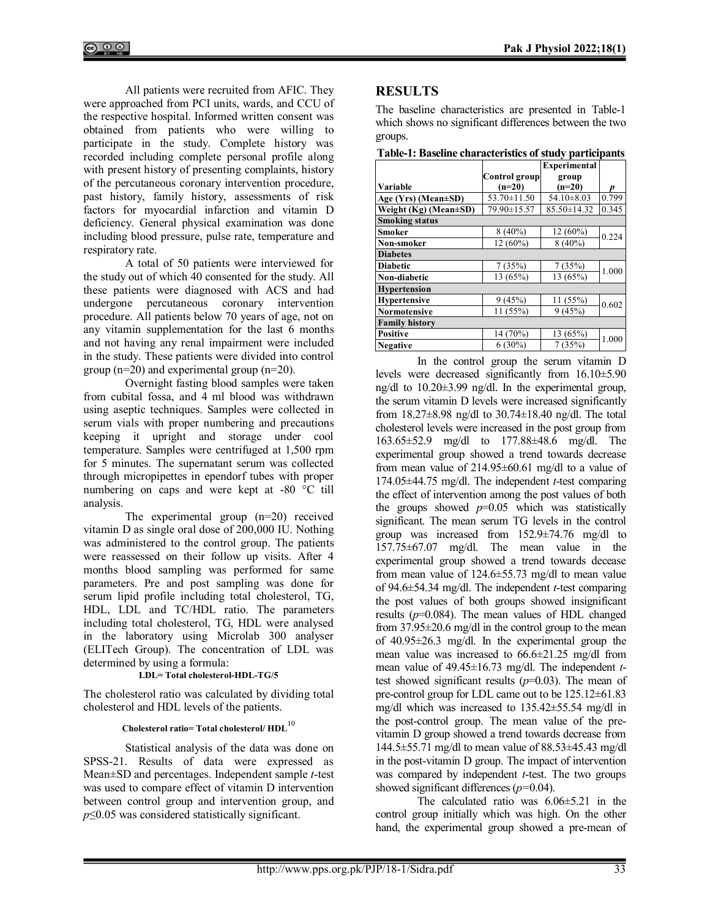All patients were recruited from AFIC. They were approached from PCI units, wards, and CCU of the respective hospital. Informed written consent was obtained from patients who were willing to participate in the study. Complete history was recorded including complete personal profile along with present history of presenting complaints, history of the percutaneous coronary intervention procedure, past history, family history, assessments of risk factors for myocardial infarction and vitamin D deficiency. General physical examination was done including blood pressure, pulse rate, temperature and respiratory rate.

A total of 50 patients were interviewed for the study out of which 40 consented for the study. All these patients were diagnosed with ACS and had undergone percutaneous coronary intervention procedure. All patients below 70 years of age, not on any vitamin supplementation for the last 6 months and not having any renal impairment were included in the study. These patients were divided into control group (n=20) and experimental group (n=20).

Overnight fasting blood samples were taken from cubital fossa, and 4 ml blood was withdrawn using aseptic techniques. Samples were collected in serum vials with proper numbering and precautions keeping it upright and storage under cool temperature. Samples were centrifuged at 1,500 rpm for 5 minutes. The supernatant serum was collected through micropipettes in ependorf tubes with proper numbering on caps and were kept at -80 °C till analysis.

The experimental group (n=20) received vitamin D as single oral dose of 200,000 IU. Nothing was administered to the control group. The patients were reassessed on their follow up visits. After 4 months blood sampling was performed for same parameters. Pre and post sampling was done for serum lipid profile including total cholesterol, TG, HDL, LDL and TC/HDL ratio. The parameters including total cholesterol, TG, HDL were analysed in the laboratory using Microlab 300 analyser (ELITech Group). The concentration of LDL was determined by using a formula:

**LDL= Total cholesterol-HDL-TG/5**

The cholesterol ratio was calculated by dividing total cholesterol and HDL levels of the patients.

**Cholesterol ratio= Total cholesterol/ HDL**[10]

Statistical analysis of the data was done on SPSS-21. Results of data were expressed as Mean±SD and percentages. Independent sample *t*-test was used to compare effect of vitamin D intervention between control group and intervention group, and $p \leq 0.05$ was considered statistically significant.

## RESULTS

The baseline characteristics are presented in Table-1 which shows no significant differences between the two groups.

**Table-1: Baseline characteristics of study participants**

| Variable | Control group (n=20) | Experimental group (n=20) | *p* |
|---|---|---|---|
| **Age (Yrs) (Mean±SD)** | 53.70±11.50 | 54.10±8.03 | 0.799 |
| **Weight (Kg) (Mean±SD)** | 79.90±15.57 | 85.50±14.32 | 0.345 |
| **Smoking status** | | | |
| **Smoker** | 8 (40%) | 12 (60%) | 0.224 |
| **Non-smoker** | 12 (60%) | 8 (40%) | |
| **Diabetes** | | | |
| **Diabetic** | 7 (35%) | 7 (35%) | 1.000 |
| **Non-diabetic** | 13 (65%) | 13 (65%) | |
| **Hypertension** | | | |
| **Hypertensive** | 9 (45%) | 11 (55%) | 0.602 |
| **Normotensive** | 11 (55%) | 9 (45%) | |
| **Family history** | | | |
| **Positive** | 14 (70%) | 13 (65%) | 1.000 |
| **Negative** | 6 (30%) | 7 (35%) | |

In the control group the serum vitamin D levels were decreased significantly from 16.10±5.90 ng/dl to 10.20±3.99 ng/dl. In the experimental group, the serum vitamin D levels were increased significantly from 18.27±8.98 ng/dl to 30.74±18.40 ng/dl. The total cholesterol levels were increased in the post group from 163.65±52.9 mg/dl to 177.88±48.6 mg/dl. The experimental group showed a trend towards decrease from mean value of 214.95±60.61 mg/dl to a value of 174.05±44.75 mg/dl. The independent *t*-test comparing the effect of intervention among the post values of both the groups showed $p=0.05$ which was statistically significant. The mean serum TG levels in the control group was increased from 152.9±74.76 mg/dl to 157.75±67.07 mg/dl. The mean value in the experimental group showed a trend towards decease from mean value of 124.6±55.73 mg/dl to mean value of 94.6±54.34 mg/dl. The independent *t*-test comparing the post values of both groups showed insignificant results ($p=0.084$). The mean values of HDL changed from 37.95±20.6 mg/dl in the control group to the mean of 40.95±26.3 mg/dl. In the experimental group the mean value was increased to 66.6±21.25 mg/dl from mean value of 49.45±16.73 mg/dl. The independent *t*-test showed significant results ($p=0.03$). The mean of pre-control group for LDL came out to be 125.12±61.83 mg/dl which was increased to 135.42±55.54 mg/dl in the post-control group. The mean value of the pre-vitamin D group showed a trend towards decrease from 144.5±55.71 mg/dl to mean value of 88.53±45.43 mg/dl in the post-vitamin D group. The impact of intervention was compared by independent *t*-test. The two groups showed significant differences ($p=0.04$).

The calculated ratio was 6.06±5.21 in the control group initially which was high. On the other hand, the experimental group showed a pre-mean of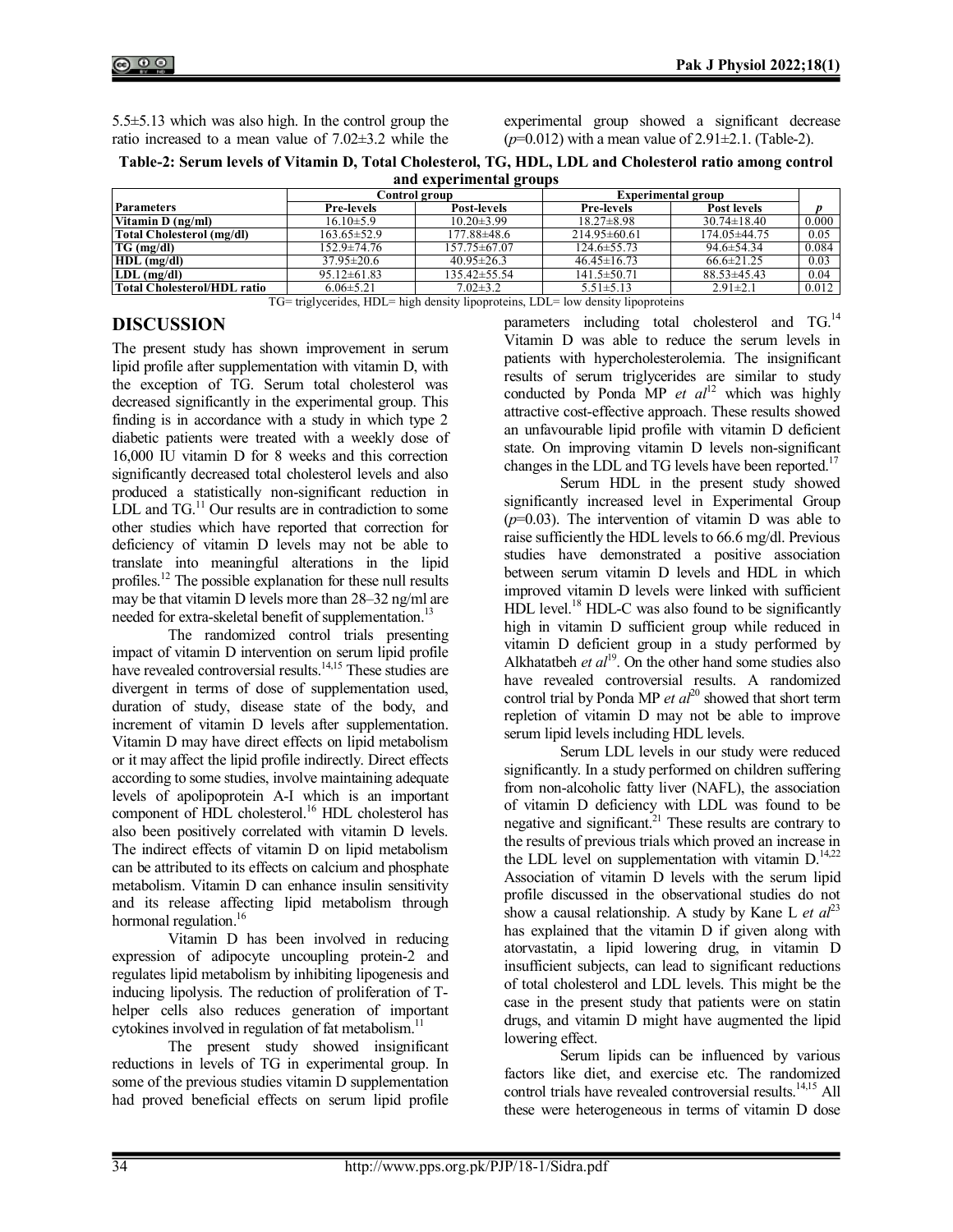5.5±5.13 which was also high. In the control group the ratio increased to a mean value of 7.02±3.2 while the experimental group showed a significant decrease ($p$=0.012) with a mean value of 2.91±2.1. (Table-2).

**Table-2: Serum levels of Vitamin D, Total Cholesterol, TG, HDL, LDL and Cholesterol ratio among control and experimental groups**

| Parameters | Control group | | Experimental group | | $p$ |
|---|---|---|---|---|---|
| | Pre-levels | Post-levels | Pre-levels | Post levels | |
| Vitamin D (ng/ml) | 16.10±5.9 | 10.20±3.99 | 18.27±8.98 | 30.74±18.40 | 0.000 |
| Total Cholesterol (mg/dl) | 163.65±52.9 | 177.88±48.6 | 214.95±60.61 | 174.05±44.75 | 0.05 |
| TG (mg/dl) | 152.9±74.76 | 157.75±67.07 | 124.6±55.73 | 94.6±54.34 | 0.084 |
| HDL (mg/dl) | 37.95±20.6 | 40.95±26.3 | 46.45±16.73 | 66.6±21.25 | 0.03 |
| LDL (mg/dl) | 95.12±61.83 | 135.42±55.54 | 141.5±50.71 | 88.53±45.43 | 0.04 |
| Total Cholesterol/HDL ratio | 6.06±5.21 | 7.02±3.2 | 5.51±5.13 | 2.91±2.1 | 0.012 |

TG= triglycerides, HDL= high density lipoproteins, LDL= low density lipoproteins

## DISCUSSION

The present study has shown improvement in serum lipid profile after supplementation with vitamin D, with the exception of TG. Serum total cholesterol was decreased significantly in the experimental group. This finding is in accordance with a study in which type 2 diabetic patients were treated with a weekly dose of 16,000 IU vitamin D for 8 weeks and this correction significantly decreased total cholesterol levels and also produced a statistically non-significant reduction in LDL and TG.[11] Our results are in contradiction to some other studies which have reported that correction for deficiency of vitamin D levels may not be able to translate into meaningful alterations in the lipid profiles.[12] The possible explanation for these null results may be that vitamin D levels more than 28–32 ng/ml are needed for extra-skeletal benefit of supplementation.[13]

The randomized control trials presenting impact of vitamin D intervention on serum lipid profile have revealed controversial results.[14,15] These studies are divergent in terms of dose of supplementation used, duration of study, disease state of the body, and increment of vitamin D levels after supplementation. Vitamin D may have direct effects on lipid metabolism or it may affect the lipid profile indirectly. Direct effects according to some studies, involve maintaining adequate levels of apolipoprotein A-I which is an important component of HDL cholesterol.[16] HDL cholesterol has also been positively correlated with vitamin D levels. The indirect effects of vitamin D on lipid metabolism can be attributed to its effects on calcium and phosphate metabolism. Vitamin D can enhance insulin sensitivity and its release affecting lipid metabolism through hormonal regulation.[16]

Vitamin D has been involved in reducing expression of adipocyte uncoupling protein-2 and regulates lipid metabolism by inhibiting lipogenesis and inducing lipolysis. The reduction of proliferation of T-helper cells also reduces generation of important cytokines involved in regulation of fat metabolism.[11]

The present study showed insignificant reductions in levels of TG in experimental group. In some of the previous studies vitamin D supplementation had proved beneficial effects on serum lipid profile parameters including total cholesterol and TG.[14] Vitamin D was able to reduce the serum levels in patients with hypercholesterolemia. The insignificant results of serum triglycerides are similar to study conducted by Ponda MP *et al*[12] which was highly attractive cost-effective approach. These results showed an unfavourable lipid profile with vitamin D deficient state. On improving vitamin D levels non-significant changes in the LDL and TG levels have been reported.[17]

Serum HDL in the present study showed significantly increased level in Experimental Group ($p$=0.03). The intervention of vitamin D was able to raise sufficiently the HDL levels to 66.6 mg/dl. Previous studies have demonstrated a positive association between serum vitamin D levels and HDL in which improved vitamin D levels were linked with sufficient HDL level.[18] HDL-C was also found to be significantly high in vitamin D sufficient group while reduced in vitamin D deficient group in a study performed by Alkhatatbeh *et al*[19]. On the other hand some studies also have revealed controversial results. A randomized control trial by Ponda MP *et al*[20] showed that short term repletion of vitamin D may not be able to improve serum lipid levels including HDL levels.

Serum LDL levels in our study were reduced significantly. In a study performed on children suffering from non-alcoholic fatty liver (NAFL), the association of vitamin D deficiency with LDL was found to be negative and significant.[21] These results are contrary to the results of previous trials which proved an increase in the LDL level on supplementation with vitamin D.[14,22] Association of vitamin D levels with the serum lipid profile discussed in the observational studies do not show a causal relationship. A study by Kane L *et al*[23] has explained that the vitamin D if given along with atorvastatin, a lipid lowering drug, in vitamin D insufficient subjects, can lead to significant reductions of total cholesterol and LDL levels. This might be the case in the present study that patients were on statin drugs, and vitamin D might have augmented the lipid lowering effect.

Serum lipids can be influenced by various factors like diet, and exercise etc. The randomized control trials have revealed controversial results.[14,15] All these were heterogeneous in terms of vitamin D dose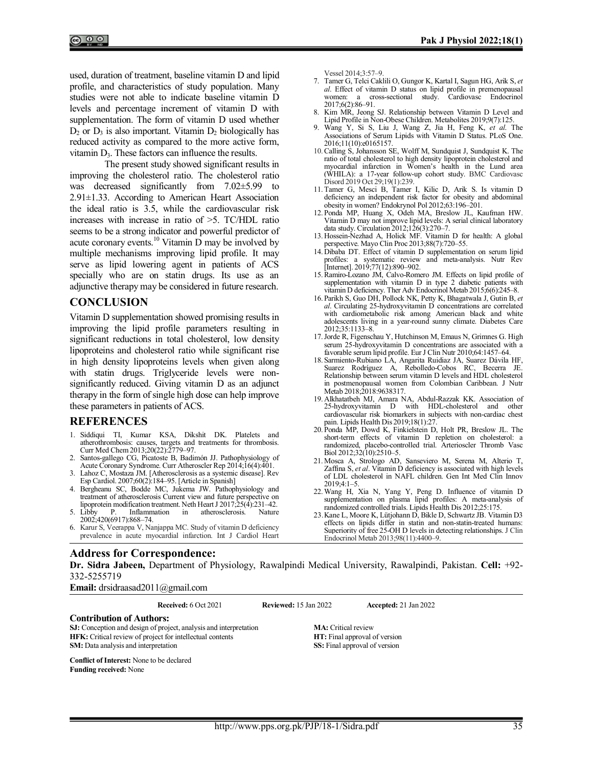used, duration of treatment, baseline vitamin D and lipid profile, and characteristics of study population. Many studies were not able to indicate baseline vitamin D levels and percentage increment of vitamin D with supplementation. The form of vitamin D used whether $D_2$ or $D_3$ is also important. Vitamin $D_2$ biologically has reduced activity as compared to the more active form, vitamin $D_3$. These factors can influence the results.

The present study showed significant results in improving the cholesterol ratio. The cholesterol ratio was decreased significantly from 7.02±5.99 to 2.91±1.33. According to American Heart Association the ideal ratio is 3.5, while the cardiovascular risk increases with increase in ratio of >5. TC/HDL ratio seems to be a strong indicator and powerful predictor of acute coronary events.[10] Vitamin D may be involved by multiple mechanisms improving lipid profile. It may serve as lipid lowering agent in patients of ACS specially who are on statin drugs. Its use as an adjunctive therapy may be considered in future research.

## CONCLUSION

Vitamin D supplementation showed promising results in improving the lipid profile parameters resulting in significant reductions in total cholesterol, low density lipoproteins and cholesterol ratio while significant rise in high density lipoproteins levels when given along with statin drugs. Triglyceride levels were non-significantly reduced. Giving vitamin D as an adjunct therapy in the form of single high dose can help improve these parameters in patients of ACS.

## REFERENCES

1. Siddiqui TI, Kumar KSA, Dikshit DK. Platelets and atherothrombosis: causes, targets and treatments for thrombosis. Curr Med Chem 2013;20(22):2779–97.
2. Santos-gallego CG, Picatoste B, Badimón JJ. Pathophysiology of Acute Coronary Syndrome. Curr Atheroscler Rep 2014;16(4):401.
3. Lahoz C, Mostaza JM. [Atherosclerosis as a systemic disease]. Rev Esp Cardiol. 2007;60(2):184–95. [Article in Spanish]
4. Bergheanu SC, Bodde MC, Jukema JW. Pathophysiology and treatment of atherosclerosis Current view and future perspective on lipoprotein modification treatment. Neth Heart J 2017;25(4):231–42.
5. Libby P. Inflammation in atherosclerosis. Nature 2002;420(6917):868–74.
6. Karur S, Veerappa V, Nanjappa MC. Study of vitamin D deficiency prevalence in acute myocardial infarction. Int J Cardiol Heart Vessel 2014;3:57–9.
7. Tamer G, Telci Caklili O, Gungor K, Kartal I, Sagun HG, Arik S, *et al*. Effect of vitamin D status on lipid profile in premenopausal women: a cross-sectional study. Cardiovasc Endocrinol 2017;6(2):86–91.
8. Kim MR, Jeong SJ. Relationship between Vitamin D Level and Lipid Profile in Non-Obese Children. Metabolites 2019;9(7):125.
9. Wang Y, Si S, Liu J, Wang Z, Jia H, Feng K, *et al*. The Associations of Serum Lipids with Vitamin D Status. PLoS One. 2016;11(10):e0165157.
10. Calling S, Johansson SE, Wolff M, Sundquist J, Sundquist K. The ratio of total cholesterol to high density lipoprotein cholesterol and myocardial infarction in Women's health in the Lund area (WHILA): a 17-year follow-up cohort study. BMC Cardiovasc Disord 2019 Oct 29;19(1):239.
11. Tamer G, Mesci B, Tamer I, Kilic D, Arik S. Is vitamin D deficiency an independent risk factor for obesity and abdominal obesity in women? Endokrynol Pol 2012;63:196–201.
12. Ponda MP, Huang X, Odeh MA, Breslow JL, Kaufman HW. Vitamin D may not improve lipid levels: A serial clinical laboratory data study. Circulation 2012;126(3):270–7.
13. Hossein-Nezhad A, Holick MF. Vitamin D for health: A global perspective. Mayo Clin Proc 2013;88(7):720–55.
14. Dibaba DT. Effect of vitamin D supplementation on serum lipid profiles: a systematic review and meta-analysis. Nutr Rev [Internet]. 2019;77(12):890–902.
15. Ramiro-Lozano JM, Calvo-Romero JM. Effects on lipid profile of supplementation with vitamin D in type 2 diabetic patients with vitamin D deficiency. Ther Adv Endocrinol Metab 2015;6(6):245–8.
16. Parikh S, Guo DH, Pollock NK, Petty K, Bhagatwala J, Gutin B, *et al*. Circulating 25-hydroxyvitamin D concentrations are correlated with cardiometabolic risk among American black and white adolescents living in a year-round sunny climate. Diabetes Care 2012;35:1133–8.
17. Jorde R, Figenschau Y, Hutchinson M, Emaus N, Grimnes G. High serum 25-hydroxyvitamin D concentrations are associated with a favorable serum lipid profile. Eur J Clin Nutr 2010;64:1457–64.
18. Sarmiento-Rubiano LA, Angarita Ruidiaz JA, Suarez Dávila HF, Suarez Rodríguez A, Rebolledo-Cobos RC, Becerra JE. Relationship between serum vitamin D levels and HDL cholesterol in postmenopausal women from Colombian Caribbean. J Nutr Metab 2018;2018:9638317.
19. Alkhatatbeh MJ, Amara NA, Abdul-Razzak KK. Association of 25-hydroxyvitamin D with HDL-cholesterol and other cardiovascular risk biomarkers in subjects with non-cardiac chest pain. Lipids Health Dis 2019;18(1):27.
20. Ponda MP, Dowd K, Finkielstein D, Holt PR, Breslow JL. The short-term effects of vitamin D repletion on cholesterol: a randomized, placebo-controlled trial. Arterioscler Thromb Vasc Biol 2012;32(10):2510–5.
21. Mosca A, Strologo AD, Sanseviero M, Serena M, Alterio T, Zaffina S, *et al*. Vitamin D deficiency is associated with high levels of LDL cholesterol in NAFL children. Gen Int Med Clin Innov 2019;4:1–5.
22. Wang H, Xia N, Yang Y, Peng D. Influence of vitamin D supplementation on plasma lipid profiles: A meta-analysis of randomized controlled trials. Lipids Health Dis 2012;25:175.
23. Kane L, Moore K, Lütjohann D, Bikle D, Schwartz JB. Vitamin D3 effects on lipids differ in statin and non-statin-treated humans: Superiority of free 25-OH D levels in detecting relationships. J Clin Endocrinol Metab 2013;98(11):4400–9.

### Address for Correspondence:

**Dr. Sidra Jabeen,** Department of Physiology, Rawalpindi Medical University, Rawalpindi, Pakistan. **Cell:** +92-332-5255719
**Email:** drsidraasad2011@gmail.com

**Received:** 6 Oct 2021 **Reviewed:** 15 Jan 2022 **Accepted:** 21 Jan 2022

### Contribution of Authors:

**SJ:** Conception and design of project, analysis and interpretation
**HFK:** Critical review of project for intellectual contents
**SM:** Data analysis and interpretation
**MA:** Critical review
**HT:** Final approval of version
**SS:** Final approval of version

**Conflict of Interest:** None to be declared
**Funding received:** None